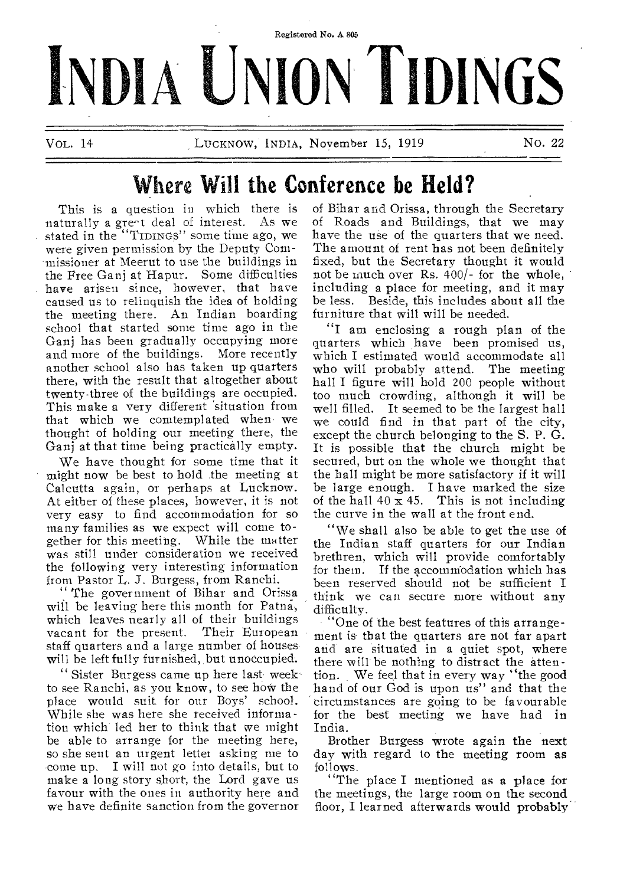Registered No. A 805

# INDIA UNION TIDINGS

VOL. 14 LUCKNOW, INDIA, November 15, 1919 No. 22

## Where Will the Conference be Held?

This is a question in which there is naturally a great deal of interest. As we stated in the "TIDINGS" some time ago, we were given permission by the Deputy Commissioner at Meerut to use the buildings in the Free Ganj at Hapur. Some difficulties have arisen since, however, that have caused us to relinquish the idea of holding the meeting there. An Indian boarding school that started some time ago in the Ganj has been gradually occupying more and more of the buildings. More recently another school also has taken up quarters there, with the result that altogether about twenty-three of the buildings are occupied. This make a very different situation from that which we contemplated when we thought of holding our meeting there, the Ganj at that time being practically empty.

We have thought for some time that it might now be best to hold the meeting at Calcutta again, or perhaps at Lucknow. At either of these places, however, it is not very easy to find accommodation for so many families as we expect will come together for this meeting. While the matter was still under consideration we received the following very interesting information from Pastor L. J. Burgess, from Ranchi.

"The government of Bihar and Orissa will be leaving here this month for Patna, which leaves nearly all of their buildings vacant for the present. Their European staff quarters and a large number of houses will be left fully furnished, but unoccupied.

"Sister Burgess came up here last week to see Ranchi, as you know, to see how the place would suit for our Boys' school. While she was here she received information which led her to think that we might be able to arrange for the meeting here, so she sent an urgent letter asking me to come up. I will not go into details, but to make a long story short, the Lord gave us favour with the ones in authority here and we have definite sanction from the governor of Bihar and Orissa, through the Secretary of Roads and Buildings, that we may have the use of the quarters that we need. The amount of rent has not been definitely fixed, but the Secretary thought it would not be much over Rs. 400/- for the whole, including a place for meeting, and it may be less. Beside, this includes about all the furniture that will will be needed.

"I am enclosing a rough plan of the quarters which have been promised us, which I estimated would accommodate all who will probably attend. The meeting hall I figure will hold 200 people without too much crowding, although it will be well filled. It seemed to be the largest hall we could find in that part of the city, except the church belonging to the S. P. G. It is possible that the church might be secured, but on the whole we thought that the hall might be more satisfactory if it will be large enough. I have marked the size of the hall 40 x 45. This is not including the curve in the wall at the front end.

"We shall also be able to get the use of the Indian staff quarters for our Indian brethren, which will provide comfortably for them. If the accommodation which has been reserved should not be sufficient I think we can secure more without any difficulty.

"One of the best features of this arrangement is that the quarters are not far apart and are situated in a quiet spot, where there will be nothing to distract the attention. We feel that in every way "the good hand of our God is upon us" and that the circumstances are going to be favourable for the best meeting we have had in India.

Brother Burgess wrote again the next day with regard to the meeting room as follows.

"The place I mentioned as a place for the meetings, the large room on the second floor, I learned afterwards would probably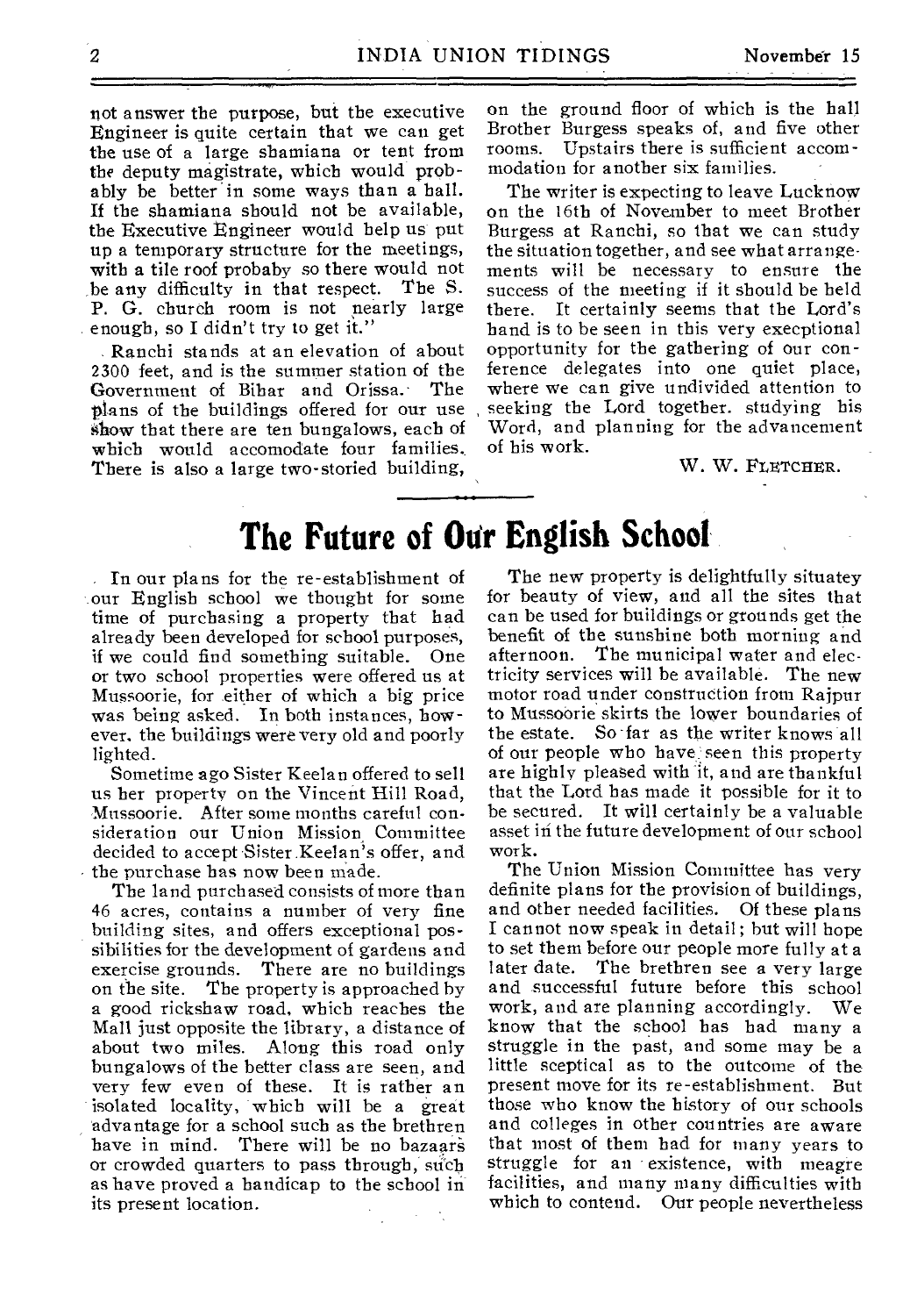not answer the purpose, but the executive Engineer is quite certain that we can get the use of a large shamiana or tent from the deputy magistrate, which would probably be better in some ways than a hall. If the shamiana should not be available, the Executive Engineer would help us put up a temporary structure for the meetings, with a tile roof probaby so there would not be any difficulty in that respect. The S. P. G. church room is not nearly large enough, so I didn't try to get it."

Ranchi stands at an elevation of about 2300 feet, and is the summer station of the Government of Bihar and Orissa. The plans of the buildings offered for our use show that there are ten bungalows, each of which would accomodate four families. There is also a large two-storied building, on the ground floor of which is the hall Brother Burgess speaks of, and five other rooms. Upstairs there is sufficient accommodation for another six families.

The writer is expecting to leave Lucknow on the 16th of November to meet Brother Burgess at Ranchi, so that we can study the situation together, and see what arrangements will be necessary to ensure the success of the meeting if it should be held there. It certainly seems that the Lord's hand is to be seen in this very execptional opportunity for the gathering of our conference delegates into one quiet place, where we can give undivided attention to seeking the Lord together. studying his Word, and planning for the advancement of his work.

W. W. FLETCHER.

# The Future of Our English School

In our plans for the re-establishment of our English school we thought for some time of purchasing a property that had already been developed for school purposes, if we could find something suitable. One or two school properties were offered us at Mussoorie, for either of which a big price was being asked. In both instances, however, the buildings were very old and poorly lighted.

Sometime ago Sister Keelan offered to sell us her property on the Vincent Hill Road, Mussoorie. After some months careful consideration our Union Mission Committee decided to accept Sister Keelan's offer, and the purchase has now been made.

The land purchased consists of more than 46 acres, contains a number of very fine building sites, and offers exceptional possibilities for the development of gardens and exercise grounds. There are no buildings on the site. The property is approached by a good rickshaw road, which reaches the Mall just opposite the library, a distance of about two miles. Along this road only bungalows of the better class are seen, and very few even of these. It is rather an isolated locality, which will be a great advantage for a school such as the brethren have in mind. There will be no bazaars or crowded quarters to pass through, such as have proved a handicap to the school in its present location.

The new property is delightfully situatey for beauty of view, and all the sites that can be used for buildings or grounds get the benefit of the sunshine both morning and afternoon. The municipal water and electricity services will be available. The new motor road under construction from Rajpur to Mussoorie skirts the lower boundaries of the estate. So far as the writer knows all of our people who have seen this property are highly pleased with it, and are thankful that the Lord has made it possible for it to be secured. It will certainly be a valuable asset in the future development of our school work.

The Union Mission Committee has very definite plans for the provision of buildings, and other needed facilities. Of these plans I cannot now speak in detail; but will hope to set them before our people more fully at a later date. The brethren see a very large and successful future before this school work, and are planning accordingly. We know that the school has had many a struggle in the past, and some may be a little sceptical as to the outcome of the present move for its re-establishment. But those who know the history of our schools and colleges in other countries are aware that most of them had for many years to struggle for an existence, with meagre facilities, and many many difficulties with which to contend. Our people nevertheless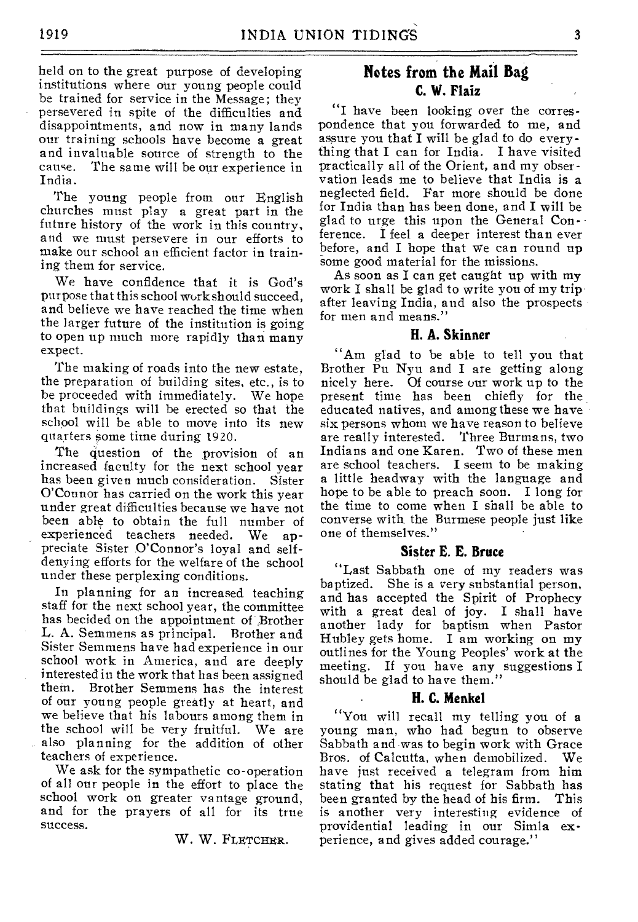held on to the great purpose of developing institutions where our young people could be trained for service in the Message; they persevered in spite of the difficulties and disappointments, and now in many lands our training schools have become a great and invaluable source of strength to the cause. The same will be our experience in India.

The young people from our English churches must play a great part in the future history of the work in this country, and we must persevere in our efforts to make our school an efficient factor in training them for service.

We have confidence that it is God's purpose that this school work should succeed, and believe we have reached the time when the larger future of the institution is going to open up much more rapidly than many expect.

The making of roads into the new estate, the preparation of building sites, etc., is to be proceeded with immediately. We hope that buildings will be erected so that the school will be able to move into its new quarters some time during 1920.

The question of the provision of an increased faculty for the next school year has been given much consideration. Sister O'Connor has carried on the work this year under great difficulties because we have not been able to obtain the full number of experienced teachers needed. We appreciate Sister O'Connor's loyal and self-denying efforts for the welfare of the school under these perplexing conditions.

In planning for an increased teaching staff for the next school year, the committee has becided on the appointment of Brother L. A. Semmens as principal. Brother and Sister Semmens have had experience in our school work in America, and are deeply interested in the work that has been assigned them. Brother Semmens has the interest of our young people greatly at heart, and we believe that his labours among them in the school will be very fruitful. We are also planning for the addition of other teachers of experience.

We ask for the sympathetic co-operation of all our people in the effort to place the school work on greater vantage ground, and for the prayers of all for its true success.

W. W. FLETCHER.

## Notes from the Mail Bag

### C. W. Flaiz

"I have been looking over the correspondence that you forwarded to me, and assure you that I will be glad to do everything that I can for India. I have visited practically all of the Orient, and my observation leads me to believe that India is a neglected field. Far more should be done for India than has been done, and I will be glad to urge this upon the General Conference. I feel a deeper interest than ever before, and I hope that we can round up some good material for the missions.

As soon as I can get caught up with my work I shall be glad to write you of my trip after leaving India, and also the prospects for men and means."

### H. A. Skinner

"Am glad to be able to tell you that Brother Pu Nyu and I are getting along nicely here. Of course our work up to the present time has been chiefly for the educated natives, and among these we have six persons whom we have reason to believe are really interested. Three Burmans, two Indians and one Karen. Two of these men are school teachers. I seem to be making a little headway with the language and hope to be able to preach soon. I long for the time to come when I shall be able to converse with the Burmese people just like one of themselves."

### Sister E. E. Bruce

"Last Sabbath one of my readers was baptized. She is a very substantial person, and has accepted the Spirit of Prophecy with a great deal of joy. I shall have another lady for baptism when Pastor Hubley gets home. I am working on my outlines for the Young Peoples' work at the meeting. If you have any suggestions I should be glad to have them."

### H. C. Menkel

"You will recall my telling you of a young man, who had begun to observe Sabbath and was to begin work with Grace Bros. of Calcutta, when demobilized. We have just received a telegram from him stating that his request for Sabbath has been granted by the head of his firm. This is another very interesting evidence of providential leading in our Simla experience, and gives added courage."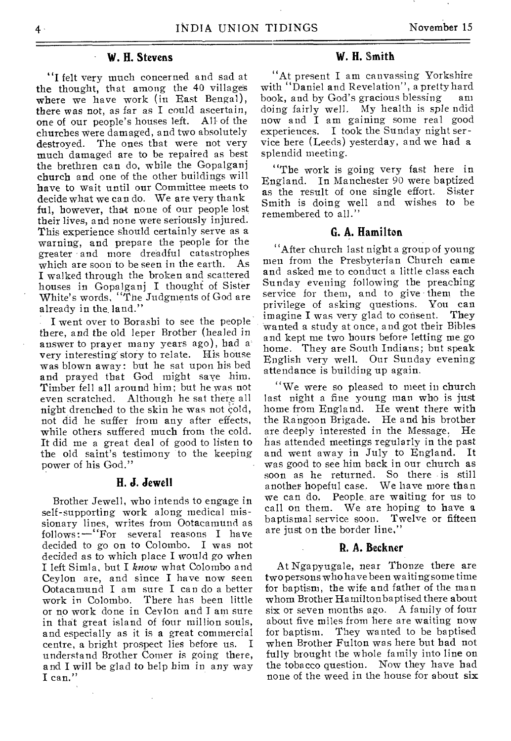## W. H. Stevens

"I felt very much concerned and sad at the thought, that among the 40 villages where we have work (in East Bengal), there was not, as far as I could ascertain, one of our people's houses left. All of the churches were damaged, and two absolutely destroyed. The ones that were not very much damaged are to be repaired as best the brethren can do, while the Gopalganj church and one of the other buildings will have to wait until our Committee meets to decide what we can do. We are very thankful, however, that none of our people lost their lives, and none were seriously injured. This experience should certainly serve as a warning, and prepare the people for the greater and more dreadful catastrophes which are soon to be seen in the earth. As I walked through the broken and scattered houses in Gopalganj I thought of Sister White's words, "The Judgments of God are already in the land."

I went over to Borashi to see the people there, and the old leper Brother (healed in answer to prayer many years ago), had a very interesting story to relate. His house was blown away: but he sat upon his bed and prayed that God might save him. Timber fell all around him; but he was not even scratched. Although he sat there all night drenched to the skin he was not cold, not did he suffer from any after effects, while others suffered much from the cold. It did me a great deal of good to listen to the old saint's testimony to the keeping power of his God."

## H. J. Jewell

Brother Jewell, who intends to engage in self-supporting work along medical missionary lines, writes from Ootacamund as follows:—"For several reasons I have decided to go on to Colombo. I was not decided as to which place I would go when I left Simla, but I *know* what Colombo and Ceylon are, and since I have now seen Ootacamund I am sure I can do a better work in Colombo. There has been little or no work done in Ceylon and I am sure in that great island of four million souls, and especially as it is a great commercial centre, a bright prospect lies before us. I understand Brother Comer is going there, and I will be glad to help him in any way I can."

## W. H. Smith

"At present I am canvassing Yorkshire with "Daniel and Revelation", a pretty hard book, and by God's gracious blessing am doing fairly well. My health is sple ndid now and I am gaining some real good experiences. I took the Sunday night service here (Leeds) yesterday, and we had a splendid meeting.

"The work is going very fast here in England. In Manchester 90 were baptized as the result of one single effort. Sister Smith is doing well and wishes to be remembered to all."

## G. A. Hamilton

"After church last night a group of young men from the Presbyterian Church came and asked me to conduct a little class each Sunday evening following the preaching service for them, and to give them the privilege of asking questions. You can imagine I was very glad to consent. They wanted a study at once, and got their Bibles and kept me two hours before letting me go home. They are South Indians; but speak English very well. Our Sunday evening attendance is building up again.

"We were so pleased to meet in church last night a fine young man who is just home from England. He went there with the Rangoon Brigade. He and his brother are deeply interested in the Message. He has attended meetings regularly in the past and went away in July to England. It was good to see him back in our church as soon as he returned. So there is still another hopeful case. We have more than we can do. People are waiting for us to call on them. We are hoping to have a baptismal service soon. Twelve or fifteen are just on the border line."

## R. A. Beckner

At Ngapyugale, near Thonze there are two persons who have been waiting some time for baptism, the wife and father of the man whom Brother Hamilton baptised there about six or seven months ago. A family of four about five miles from here are waiting now for baptism. They wanted to be baptised when Brother Fulton was here but had not fully brought the whole family into line on the tobacco question. Now they have had none of the weed in the house for about six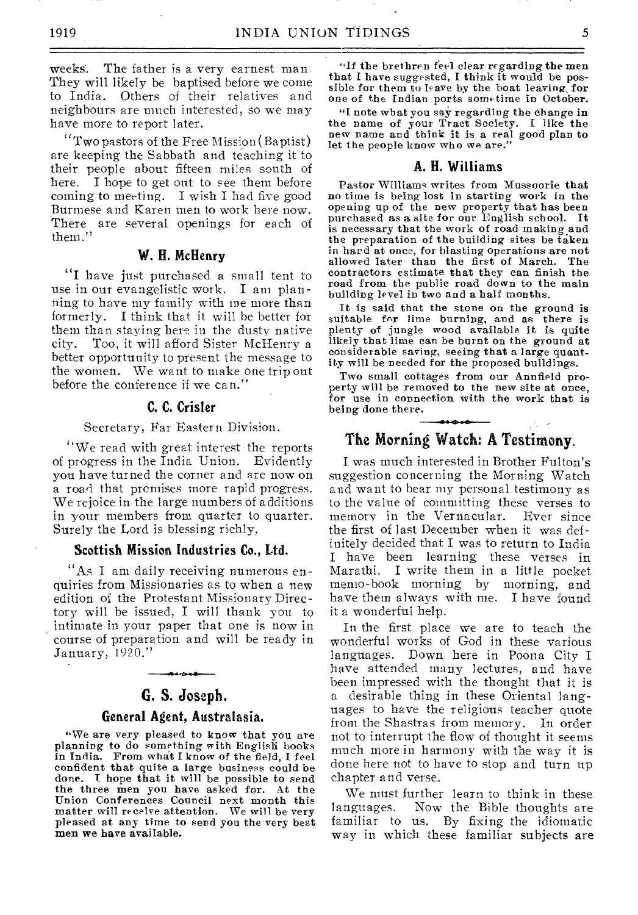weeks. The father is a very earnest man. They will likely be baptised before we come to India. Others of their relatives and neighbours are much interested, so we may have more to report later.

"Two pastors of the Free Mission (Baptist) are keeping the Sabbath and teaching it to their people about fifteen miles south of here. I hope to get out to see them before coming to meeting. I wish I had five good Burmese and Karen men to work here now. There are several openings for each of them."

### W. H. McHenry

"I have just purchased a small tent to use in our evangelistic work. I am planning to have my family with me more than formerly. I think that it will be better for them than staying here in the dusty native city. Too, it will afford Sister McHenry a better opportunity to present the message to the women. We want to make one trip out before the conference if we can."

### C. C. Crisler

Secretary, Far Eastern Division.

"We read with great interest the reports of progress in the India Union. Evidently you have turned the corner and are now on a road that promises more rapid progress. We rejoice in the large numbers of additions in your members from quarter to quarter. Surely the Lord is blessing richly.

### Scottish Mission Industries Co., Ltd.

"As I am daily receiving numerous enquiries from Missionaries as to when a new edition of the Protestant Missionary Directory will be issued, I will thank you to intimate in your paper that one is now in course of preparation and will be ready in January, 1920."

## G. S. Joseph.

### General Agent, Australasia.

"We are very pleased to know that you are planning to do something with English books in India. From what I know of the field, I feel confident that quite a large business could be done. I hope that it will be possible to send the three men you have asked for. At the Union Conferences Council next month this matter will receive attention. We will be very pleased at any time to send you the very best men we have available.

"If the brethren feel clear regarding the men that I have suggested, I think it would be possible for them to leave by the boat leaving for one of the Indian ports sometime in October.

"I note what you say regarding the change in the name of your Tract Society. I like the new name and think it is a real good plan to let the people know who we are."

### A. H. Williams

Pastor Williams writes from Mussoorie that no time is being lost in starting work in the opening up of the new property that has been purchased as a site for our English school. It is necessary that the work of road making and the preparation of the building sites be taken in hand at once, for blasting operations are not allowed later than the first of March. The contractors estimate that they can finish the road from the public road down to the main building level in two and a half months.

It is said that the stone on the ground is suitable for lime burning, and as there is plenty of jungle wood available it is quite likely that lime can be burnt on the ground at considerable saving, seeing that a large quantity will be needed for the proposed buildings.

Two small cottages from our Annfield property will be removed to the new site at once, for use in connection with the work that is being done there.

## The Morning Watch: A Testimony.

I was much interested in Brother Fulton's suggestion concerning the Morning Watch and want to bear my personal testimony as to the value of committing these verses to memory in the Vernacular. Ever since the first of last December when it was definitely decided that I was to return to India I have been learning these verses in Marathi. I write them in a little pocket memo-book morning by morning, and have them always with me. I have found it a wonderful help.

In the first place we are to teach the wonderful works of God in these various languages. Down here in Poona City I have attended many lectures, and have been impressed with the thought that it is a desirable thing in these Oriental languages to have the religious teacher quote from the Shastras from memory. In order not to interrupt the flow of thought it seems much more in harmony with the way it is done here not to have to stop and turn up chapter and verse.

We must further learn to think in these languages. Now the Bible thoughts are familiar to us. By fixing the idiomatic way in which these familiar subjects are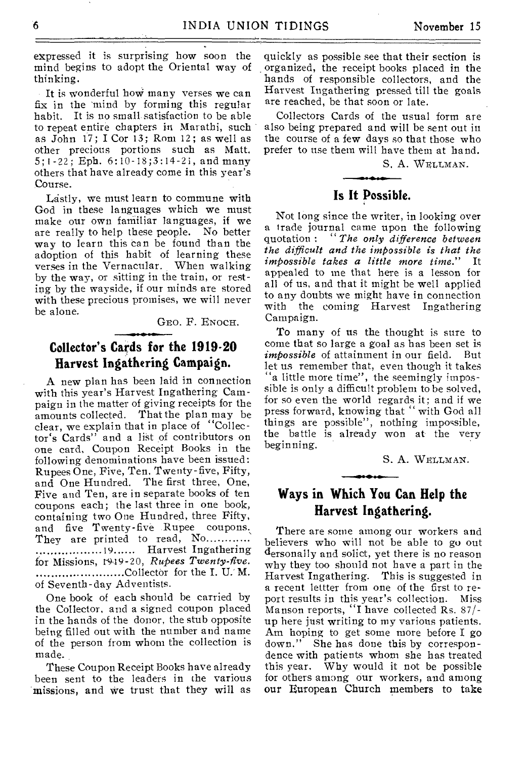expressed it is surprising how soon the mind begins to adopt the Oriental way of thinking.

It is wonderful how many verses we can fix in the mind by forming this regular habit. It is no small satisfaction to be able to repeat entire chapters in Marathi, such as John 17; I Cor 13; Rom 12; as well as other precious portions such as Matt. 5; 1-22; Eph. 6:10-18;3:14-21, and many others that have already come in this year's Course.

Lastly, we must learn to commune with God in these languages which we must make our own familiar languages, if we are really to help these people. No better way to learn this can be found than the adoption of this habit of learning these verses in the Vernacular. When walking by the way, or sitting in the train, or resting by the wayside, if our minds are stored with these precious promises, we will never be alone.

GEO. F. ENOCH.

## Collector's Cards for the 1919-20 Harvest Ingathering Campaign.

A new plan has been laid in connection with this year's Harvest Ingathering Campaign in the matter of giving receipts for the amounts collected. That the plan may be clear, we explain that in place of "Collector's Cards" and a list of contributors on one card, Coupon Receipt Books in the following denominations have been issued: Rupees One, Five, Ten, Twenty-five, Fifty, and One Hundred. The first three, One, Five and Ten, are in separate books of ten coupons each; the last three in one book, containing two One Hundred, three Fifty, and five Twenty-five Rupee coupons. They are printed to read, No........... ..................19...... Harvest Ingathering for Missions, 1919-20, *Rupees Twenty-five.* ........................Collector for the I. U. M. of Seventh-day Adventists.

One book of each should be carried by the Collector, and a signed coupon placed in the hands of the donor, the stub opposite being filled out with the number and name of the person from whom the collection is made.

These Coupon Receipt Books have already been sent to the leaders in the various missions, and we trust that they will as quickly as possible see that their section is organized, the receipt books placed in the hands of responsible collectors, and the Harvest Ingathering pressed till the goals are reached, be that soon or late.

Collectors Cards of the usual form are also being prepared and will be sent out in the course of a few days so that those who prefer to use them will have them at hand.

S. A. WELLMAN.

## Is It Possible.

Not long since the writer, in looking over a trade journal came upon the following quotation: "*The only difference between the difficult and the impossible is that the impossible takes a little more time.*" It appealed to me that here is a lesson for all of us, and that it might be well applied to any doubts we might have in connection with the coming Harvest Ingathering Campaign.

To many of us the thought is sure to come that so large a goal as has been set is *impossible* of attainment in our field. But let us remember that, even though it takes "a little more time", the seemingly impossible is only a difficult problem to be solved, for so even the world regards it; and if we press forward, knowing that "with God all things are possible", nothing impossible, the battle is already won at the very beginning.

S. A. WELLMAN.

## Ways in Which You Can Help the Harvest Ingathering.

There are some among our workers and believers who will not be able to go out personally and solict, yet there is no reason why they too should not have a part in the Harvest Ingathering. This is suggested in a recent lettter from one of the first to report results in this year's collection. Miss Manson reports, "I have collected Rs. 87/- up here just writing to my various patients. Am hoping to get some more before I go down." She has done this by correspondence with patients whom she has treated this year. Why would it not be possible for others among our workers, and among our European Church members to take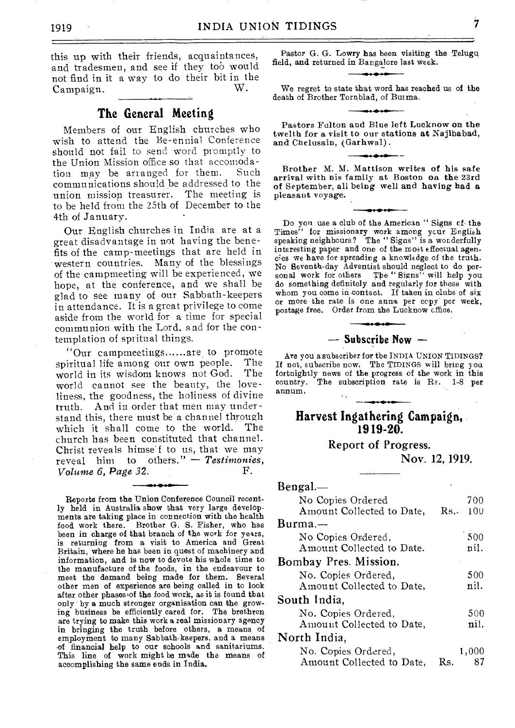this up with their friends, acquaintances, and tradesmen, and see if they too would not find in it a way to do their bit in the Campaign. W.

## The General Meeting

Members of our English churches who wish to attend the Be-ennial Conference should not fail to send word promptly to the Union Mission office so that accomodation may be arranged for them. Such communications should be addressed to the union mission treasurer. The meeting is to be held from the 25th of December to the 4th of January.

Our English churches in India are at a great disadvantage in not having the benefits of the camp-meetings that are held in western countries. Many of the blessings of the campmeeting will be experienced, we hope, at the conference, and we shall be glad to see many of our Sabbath-keepers in attendance. It is a great privilege to come aside from the world for a time for special communion with the Lord, and for the contemplation of spritual things.

"Our campmeetings......are to promote spiritual life among our own people. The world in its wisdom knows not God. The world cannot see the beauty, the loveliness, the goodness, the holiness of divine truth. And in order that men may understand this, there must be a channel through which it shall come to the world. The church has been constituted that channel. Christ reveals himse'f to us, that we may reveal him to others." — *Testimonies, Volume 6, Page 32.* F.

Reports from the Union Conference Council recently held in Australia show that very large developments are taking place in connection with the health food work there. Brother G. S. Fisher, who has been in charge of that branch of the work for years, is returning from a visit to America and Great Britain, where he has been in quest of machinery and information, and is now to devote his whole time to the manufacture of the foods, in the endeavour to meet the demand being made for them. Several other men of experience are being called in to look after other phases of the food work, as it is found that only by a much stronger organisation can the growing business be efficiently cared for. The brethren are trying to make this work a real missionary agency in bringing the truth before others, a means of employment to many Sabbath-keepers, and a means of financial help to our schools and sanitariums. This line of work might be made the means of accomplishing the same ends in India.

Pastor G. G. Lowry has been visiting the Telugu field, and returned in Bangalore last week.

We regret to state that word has reached us of the death of Brother Tornblad, of Burma.

**Pastors Fulton and Blue left Lucknow on the twelth for a visit to our stations at Najibabad, and Chelusain, (Garhwal).**

**Brother M. M. Mattison writes of his safe arrival with his family at Boston on the 23rd of September, all being well and having had a pleasant voyage.**

Do you use a club of the American "Signs of the Times" for missionary work among your English speaking neighbours? The "Signs" is a wonderfully interesting paper and one of the most effectual agencies we have for spreading a knowledge of the truth. No Seventh-day Adventist should neglect to do personal work for others The "Signs" will help you do something definitely and regularly for these with whom you come in contact. If taken in clubs of six or more the rate is one anna per copy per week, postage free. Order from the Lucknow office.

### — Subscribe Now —

Are you a subscriber for the INDIA UNION TIDINGS? If not, subscribe now. The TIDINGS will bring you fortnightly news of the progress of the work in this country. The subscription rate is Rs. 1-8 per annum.

## Harvest Ingathering Campaign, 1919-20.

### Report of Progress.

Nov. 12, 1919.

| | | |
|---|---|---|
| **Bengal.—** | | |
| No Copies Ordered | | 700 |
| Amount Collected to Date, | Rs. | 100 |
| **Burma.—** | | |
| No Copies Ordered, | | 500 |
| Amount Collected to Date. | | nil. |
| **Bombay Pres. Mission.** | | |
| No. Copies Ordered, | | 500 |
| Amount Collected to Date, | | nil. |
| **South India,** | | |
| No. Copies Ordered, | | 500 |
| Amount Collected to Date, | | nil. |
| **North India,** | | |
| No. Copies Ordered, | | 1,000 |
| Amount Collected to Date, | Rs. | 87 |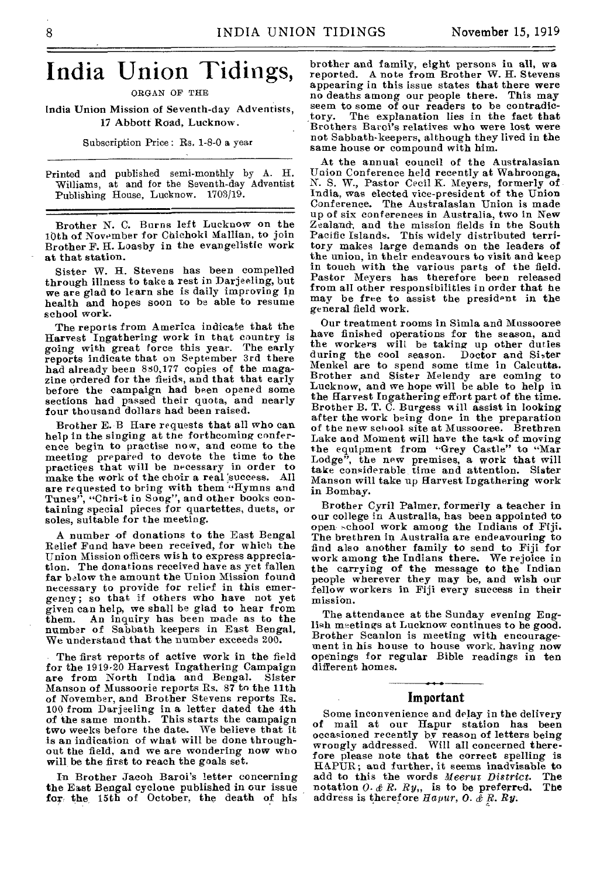# India Union Tidings,

ORGAN OF THE

India Union Mission of Seventh-day Adventists,
17 Abbott Road, Lucknow.

Subscription Price: Rs. 1-8-0 a year

Printed and published semi-monthly by A. H. Williams, at and for the Seventh-day Adventist Publishing House, Lucknow. 1703/19.

---

Brother N. C. Burns left Lucknow on the 10th of November for Chichoki Mallian, to join Brother F. H. Loasby in the evangelistic work at that station.

Sister W. H. Stevens has been compelled through illness to take a rest in Darjeeling, but we are glad to learn she is daily improving in health and hopes soon to be able to resume school work.

The reports from America indicate that the Harvest Ingathering work in that country is going with great force this year. The early reports indicate that on September 3rd there had already been 880,177 copies of the magazine ordered for the fields, and that early before the campaign had been opened some sections had passed their quota, and nearly four thousand dollars had been raised.

Brother E. B Hare requests that all who can help in the singing at the forthcoming conference begin to practise now, and come to the meeting prepared to devote the time to the practices that will be necessary in order to make the work of the choir a real success. All are requested to bring with them "Hymns and Tunes", "Christ in Song", and other books containing special pieces for quartettes, duets, or soles, suitable for the meeting.

A number of donations to the East Bengal Relief Fund have been received, for which the Union Mission officers wish to express appreciation. The donations received have as yet fallen far below the amount the Union Mission found necessary to provide for relief in this emergency; so that if others who have not yet given can help, we shall be glad to hear from them. An inquiry has been made as to the number of Sabbath keepers in East Bengal. We understand that the number exceeds 200.

The first reports of active work in the field for the 1919-20 Harvest Ingathering Campaign are from North India and Bengal. Sister Manson of Mussoorie reports Rs. 87 to the 11th of November, and Brother Stevens reports Rs. 100 from Darjeeling in a letter dated the 4th of the same month. This starts the campaign two weeks before the date. We believe that it is an indication of what will be done throughout the field, and we are wondering now who will be the first to reach the goals set.

In Brother Jacob Baroi's letter concerning the East Bengal cyclone published in our issue for the 15th of October, the death of his brother and family, eight persons in all, wa reported. A note from Brother W. H. Stevens appearing in this issue states that there were no deaths among our people there. This may seem to some of our readers to be contradictory. The explanation lies in the fact that Brothers Baroi's relatives who were lost were not Sabbath-keepers, although they lived in the same house or compound with him.

At the annual council of the Australasian Union Conference held recently at Wahroonga, N. S. W., Pastor Cecil K. Meyers, formerly of India, was elected vice-president of the Union Conference. The Australasian Union is made up of six conferences in Australia, two in New Zealand, and the mission fields in the South Pacific Islands. This widely distributed territory makes large demands on the leaders of the union, in their endeavours to visit and keep in touch with the various parts of the field. Pastor Meyers has therefore been released from all other responsibilities in order that he may be free to assist the president in the general field work.

Our treatment rooms in Simla and Mussooree have finished operations for the season, and the workers will be taking up other duties during the cool season. Doctor and Sister Menkel are to spend some time in Calcutta. Brother and Sister Melendy are coming to Lucknow, and we hope will be able to help in the Harvest Ingathering effort part of the time. Brother B. T. C. Burgess will assist in looking after the work being done in the preparation of the new school site at Mussooree. Brethren Lake and Moment will have the task of moving the equipment from "Grey Castle" to "Mar Lodge", the new premises, a work that will take considerable time and attention. Sister Manson will take up Harvest Ingathering work in Bombay.

Brother Cyril Palmer, formerly a teacher in our college in Australia, has been appointed to open school work among the Indians of Fiji. The brethren in Australia are endeavouring to find also another family to send to Fiji for work among the Indians there. We rejoice in the carrying of the message to the Indian people wherever they may be, and wish our fellow workers in Fiji every success in their mission.

The attendance at the Sunday evening English meetings at Lucknow continues to be good. Brother Scanlon is meeting with encouragement in his house to house work, having now openings for regular Bible readings in ten different homes.

## Important

Some inconvenience and delay in the delivery of mail at our Hapur station has been occasioned recently by reason of letters being wrongly addressed. Will all concerned therefore please note that the correct spelling is HAPUR; and further, it seems inadvisable to add to this the words *Meerut District*. The notation *O. & R. Ry*,, is to be preferred. The address is therefore *Hapur, O. & R. Ry.*